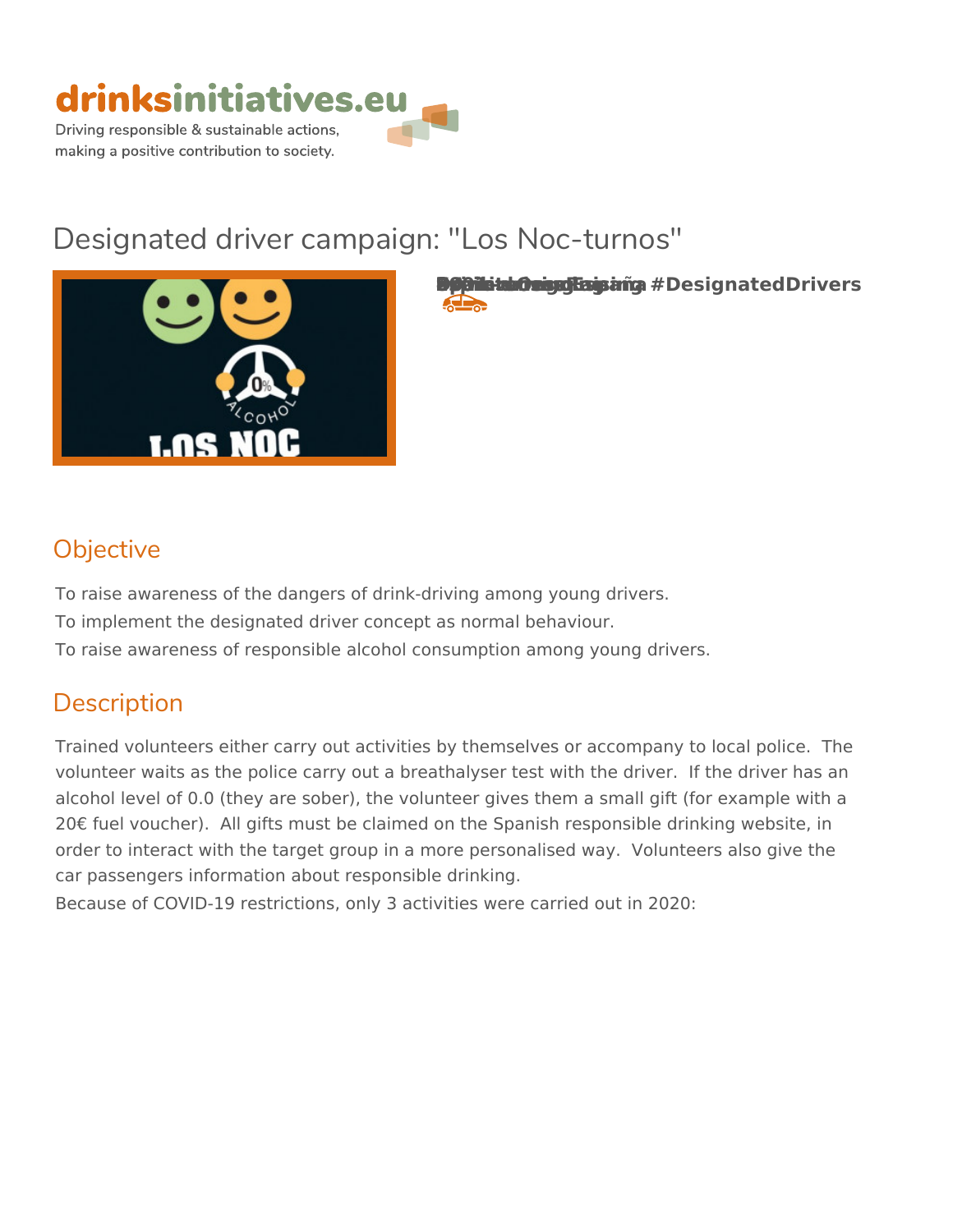drinksinitiatives.eu

Driving responsible & sustainable actions, making a positive contribution to society.

# Designated driver campaign: "Los Noc-turnos"

#DesignatedDrivers

## Objective

To raise awareness of the dangers of drink-driving among young drivers.

To implement the designated driver concept as normal behaviour.

To raise awareness of responsible alcohol consumption among young drivers.

## Description

Trained volunteers either carry out activities by themselves or accompany to local police. The volunteer waits as the police carry out a breathalyser test with the driver. If the driver has an alcohol level of 0.0 (they are sober), the volunteer gives them a small gift (for example with a 20€ fuel voucher). All gifts must be claimed on the Spanish responsible drinking website, in order to interact with the target group in a more personalised way. Volunteers also give the car passengers information about responsible drinking.

Because of COVID-19 restrictions, only 3 activities were carried out in 2020: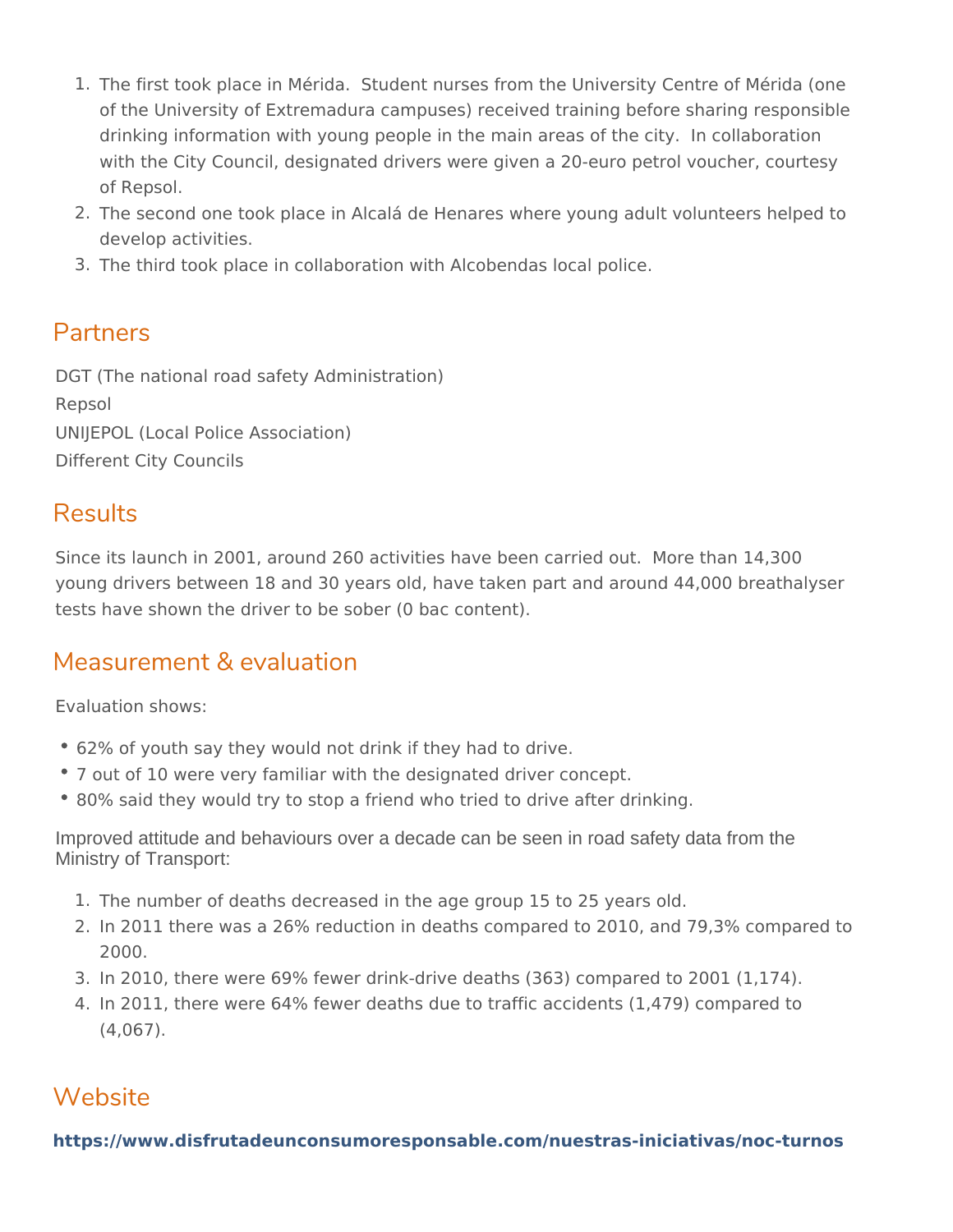1. The first took place in Mérida.  Student nurses from the University Centre of Mérida (one of the University of Extremadura campuses) received training before sharing responsible drinking information with young people in the main areas of the city.  In collaboration with the City Council, designated drivers were given a 20-euro petrol voucher, courtesy of Repsol.
2. The second one took place in Alcalá de Henares where young adult volunteers helped to develop activities.
3. The third took place in collaboration with Alcobendas local police.

## Partners

DGT (The national road safety Administration)

Repsol

UNIJEPOL (Local Police Association)

Different City Councils

## Results

Since its launch in 2001, around 260 activities have been carried out.  More than 14,300 young drivers between 18 and 30 years old, have taken part and around 44,000 breathalyser tests have shown the driver to be sober (0 bac content).

## Measurement & evaluation

Evaluation shows:

- 62% of youth say they would not drink if they had to drive.
- 7 out of 10 were very familiar with the designated driver concept.
- 80% said they would try to stop a friend who tried to drive after drinking.

Improved attitude and behaviours over a decade can be seen in road safety data from the Ministry of Transport:

1. The number of deaths decreased in the age group 15 to 25 years old.
2. In 2011 there was a 26% reduction in deaths compared to 2010, and 79,3% compared to 2000.
3. In 2010, there were 69% fewer drink-drive deaths (363) compared to 2001 (1,174).
4. In 2011, there were 64% fewer deaths due to traffic accidents (1,479) compared to (4,067).

## Website

**https://www.disfrutadeunconsumoresponsable.com/nuestras-iniciativas/noc-turnos**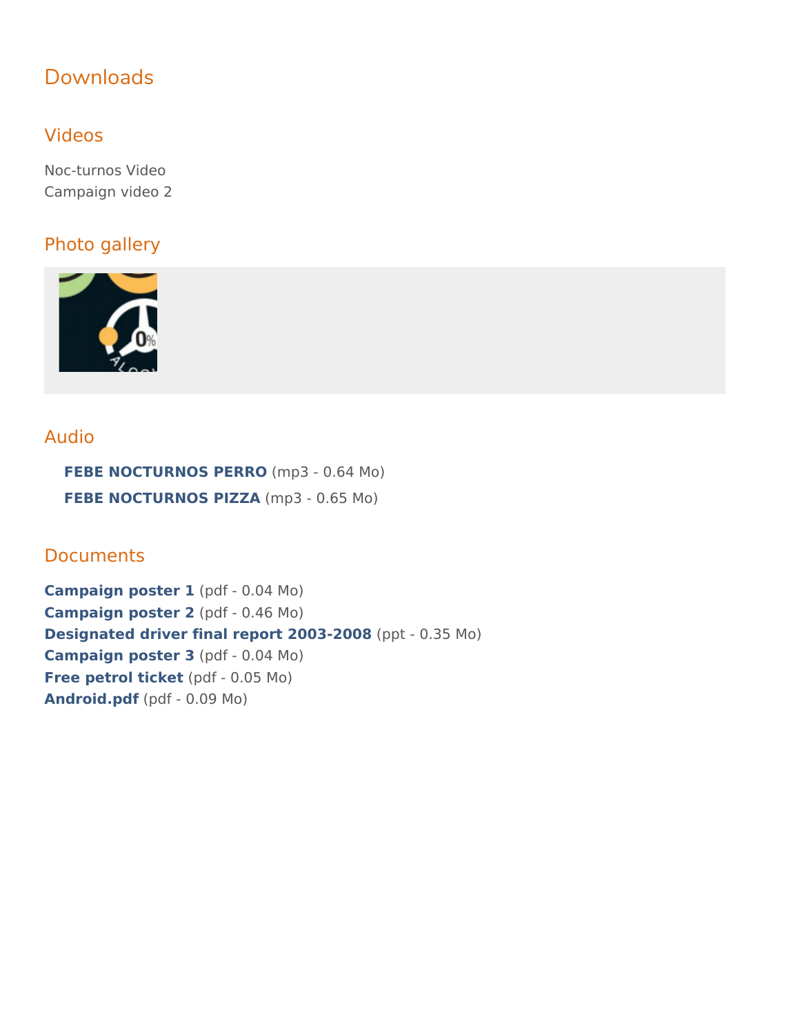# Downloads

## Videos

Noc-turnos Video
Campaign video 2

## Photo gallery

## Audio

- **FEBE NOCTURNOS PERRO** (mp3 - 0.64 Mo)
- **FEBE NOCTURNOS PIZZA** (mp3 - 0.65 Mo)

## Documents

**Campaign poster 1** (pdf - 0.04 Mo)
**Campaign poster 2** (pdf - 0.46 Mo)
**Designated driver final report 2003-2008** (ppt - 0.35 Mo)
**Campaign poster 3** (pdf - 0.04 Mo)
**Free petrol ticket** (pdf - 0.05 Mo)
**Android.pdf** (pdf - 0.09 Mo)